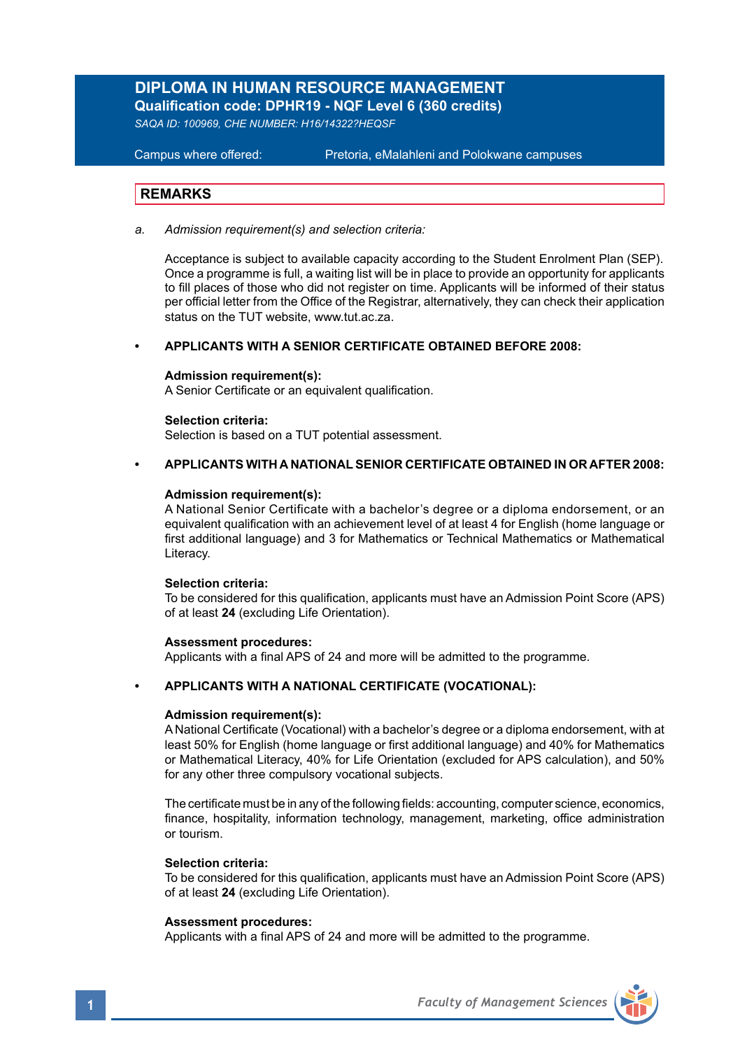# DIPLOMA IN HUMAN RESOURCE MANAGEMENT

**Qualification code: DPHR19 - NQF Level 6 (360 credits)**

*SAQA ID: 100969, CHE NUMBER: H16/14322?HEQSF*

Campus where offered: Pretoria, eMalahleni and Polokwane campuses

## REMARKS

a. *Admission requirement(s) and selection criteria:*

Acceptance is subject to available capacity according to the Student Enrolment Plan (SEP). Once a programme is full, a waiting list will be in place to provide an opportunity for applicants to fill places of those who did not register on time. Applicants will be informed of their status per official letter from the Office of the Registrar, alternatively, they can check their application status on the TUT website, www.tut.ac.za.

- **APPLICANTS WITH A SENIOR CERTIFICATE OBTAINED BEFORE 2008:**

**Admission requirement(s):**
A Senior Certificate or an equivalent qualification.

**Selection criteria:**
Selection is based on a TUT potential assessment.

- **APPLICANTS WITH A NATIONAL SENIOR CERTIFICATE OBTAINED IN OR AFTER 2008:**

**Admission requirement(s):**
A National Senior Certificate with a bachelor's degree or a diploma endorsement, or an equivalent qualification with an achievement level of at least 4 for English (home language or first additional language) and 3 for Mathematics or Technical Mathematics or Mathematical Literacy.

**Selection criteria:**
To be considered for this qualification, applicants must have an Admission Point Score (APS) of at least **24** (excluding Life Orientation).

**Assessment procedures:**
Applicants with a final APS of 24 and more will be admitted to the programme.

- **APPLICANTS WITH A NATIONAL CERTIFICATE (VOCATIONAL):**

**Admission requirement(s):**
A National Certificate (Vocational) with a bachelor's degree or a diploma endorsement, with at least 50% for English (home language or first additional language) and 40% for Mathematics or Mathematical Literacy, 40% for Life Orientation (excluded for APS calculation), and 50% for any other three compulsory vocational subjects.

The certificate must be in any of the following fields: accounting, computer science, economics, finance, hospitality, information technology, management, marketing, office administration or tourism.

**Selection criteria:**
To be considered for this qualification, applicants must have an Admission Point Score (APS) of at least **24** (excluding Life Orientation).

**Assessment procedures:**
Applicants with a final APS of 24 and more will be admitted to the programme.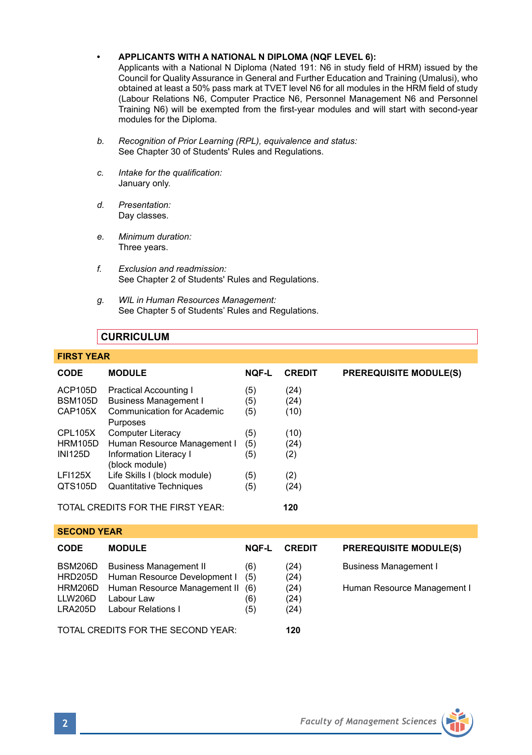- **APPLICANTS WITH A NATIONAL N DIPLOMA (NQF LEVEL 6):**
  Applicants with a National N Diploma (Nated 191: N6 in study field of HRM) issued by the Council for Quality Assurance in General and Further Education and Training (Umalusi), who obtained at least a 50% pass mark at TVET level N6 for all modules in the HRM field of study (Labour Relations N6, Computer Practice N6, Personnel Management N6 and Personnel Training N6) will be exempted from the first-year modules and will start with second-year modules for the Diploma.

b. *Recognition of Prior Learning (RPL), equivalence and status:*
   See Chapter 30 of Students' Rules and Regulations.

c. *Intake for the qualification:*
   January only.

d. *Presentation:*
   Day classes.

e. *Minimum duration:*
   Three years.

f. *Exclusion and readmission:*
   See Chapter 2 of Students' Rules and Regulations.

g. *WIL in Human Resources Management:*
   See Chapter 5 of Students' Rules and Regulations.

## CURRICULUM

### FIRST YEAR

| CODE | MODULE | NQF-L | CREDIT | PREREQUISITE MODULE(S) |
|---|---|---|---|---|
| ACP105D | Practical Accounting I | (5) | (24) | |
| BSM105D | Business Management I | (5) | (24) | |
| CAP105X | Communication for Academic Purposes | (5) | (10) | |
| CPL105X | Computer Literacy | (5) | (10) | |
| HRM105D | Human Resource Management I | (5) | (24) | |
| INI125D | Information Literacy I (block module) | (5) | (2) | |
| LFI125X | Life Skills I (block module) | (5) | (2) | |
| QTS105D | Quantitative Techniques | (5) | (24) | |
| TOTAL CREDITS FOR THE FIRST YEAR: | | | **120** | |

### SECOND YEAR

| CODE | MODULE | NQF-L | CREDIT | PREREQUISITE MODULE(S) |
|---|---|---|---|---|
| BSM206D | Business Management II | (6) | (24) | Business Management I |
| HRD205D | Human Resource Development I | (5) | (24) | |
| HRM206D | Human Resource Management II | (6) | (24) | Human Resource Management I |
| LLW206D | Labour Law | (6) | (24) | |
| LRA205D | Labour Relations I | (5) | (24) | |
| TOTAL CREDITS FOR THE SECOND YEAR: | | | **120** | |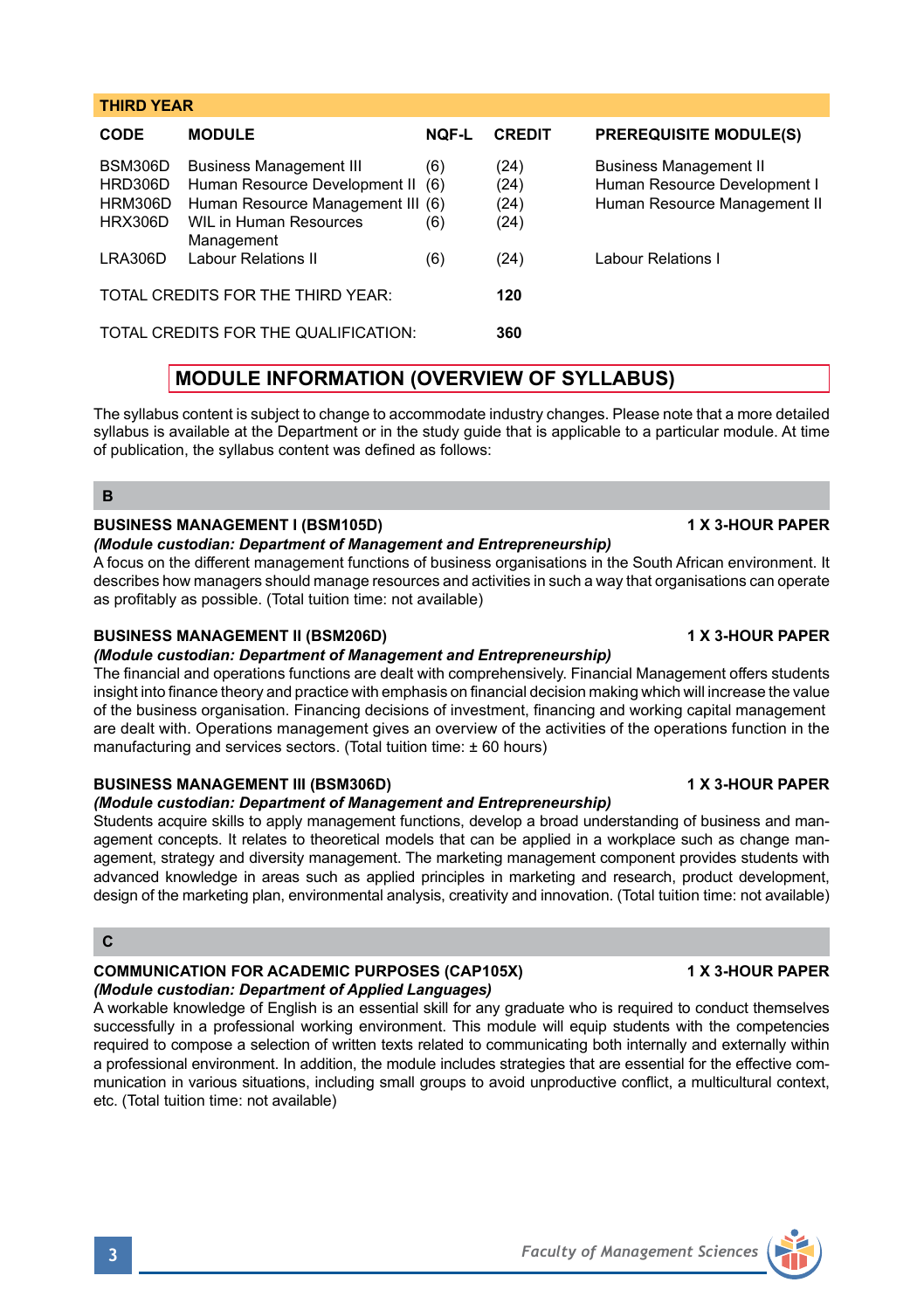| THIRD YEAR | | | | |
|---|---|---|---|---|
| **CODE** | **MODULE** | **NQF-L** | **CREDIT** | **PREREQUISITE MODULE(S)** |
| BSM306D | Business Management III | (6) | (24) | Business Management II |
| HRD306D | Human Resource Development II | (6) | (24) | Human Resource Development I |
| HRM306D | Human Resource Management III | (6) | (24) | Human Resource Management II |
| HRX306D | WIL in Human Resources Management | (6) | (24) | |
| LRA306D | Labour Relations II | (6) | (24) | Labour Relations I |
| TOTAL CREDITS FOR THE THIRD YEAR: | | | **120** | |
| TOTAL CREDITS FOR THE QUALIFICATION: | | | **360** | |

## MODULE INFORMATION (OVERVIEW OF SYLLABUS)

The syllabus content is subject to change to accommodate industry changes. Please note that a more detailed syllabus is available at the Department or in the study guide that is applicable to a particular module. At time of publication, the syllabus content was defined as follows:

### B

**BUSINESS MANAGEMENT I (BSM105D)** **1 X 3-HOUR PAPER**

***(Module custodian: Department of Management and Entrepreneurship)***

A focus on the different management functions of business organisations in the South African environment. It describes how managers should manage resources and activities in such a way that organisations can operate as profitably as possible. (Total tuition time: not available)

**BUSINESS MANAGEMENT II (BSM206D)** **1 X 3-HOUR PAPER**

***(Module custodian: Department of Management and Entrepreneurship)***

The financial and operations functions are dealt with comprehensively. Financial Management offers students insight into finance theory and practice with emphasis on financial decision making which will increase the value of the business organisation. Financing decisions of investment, financing and working capital management are dealt with. Operations management gives an overview of the activities of the operations function in the manufacturing and services sectors. (Total tuition time: ± 60 hours)

**BUSINESS MANAGEMENT III (BSM306D)** **1 X 3-HOUR PAPER**

***(Module custodian: Department of Management and Entrepreneurship)***

Students acquire skills to apply management functions, develop a broad understanding of business and management concepts. It relates to theoretical models that can be applied in a workplace such as change management, strategy and diversity management. The marketing management component provides students with advanced knowledge in areas such as applied principles in marketing and research, product development, design of the marketing plan, environmental analysis, creativity and innovation. (Total tuition time: not available)

### C

**COMMUNICATION FOR ACADEMIC PURPOSES (CAP105X)** **1 X 3-HOUR PAPER**

***(Module custodian: Department of Applied Languages)***

A workable knowledge of English is an essential skill for any graduate who is required to conduct themselves successfully in a professional working environment. This module will equip students with the competencies required to compose a selection of written texts related to communicating both internally and externally within a professional environment. In addition, the module includes strategies that are essential for the effective communication in various situations, including small groups to avoid unproductive conflict, a multicultural context, etc. (Total tuition time: not available)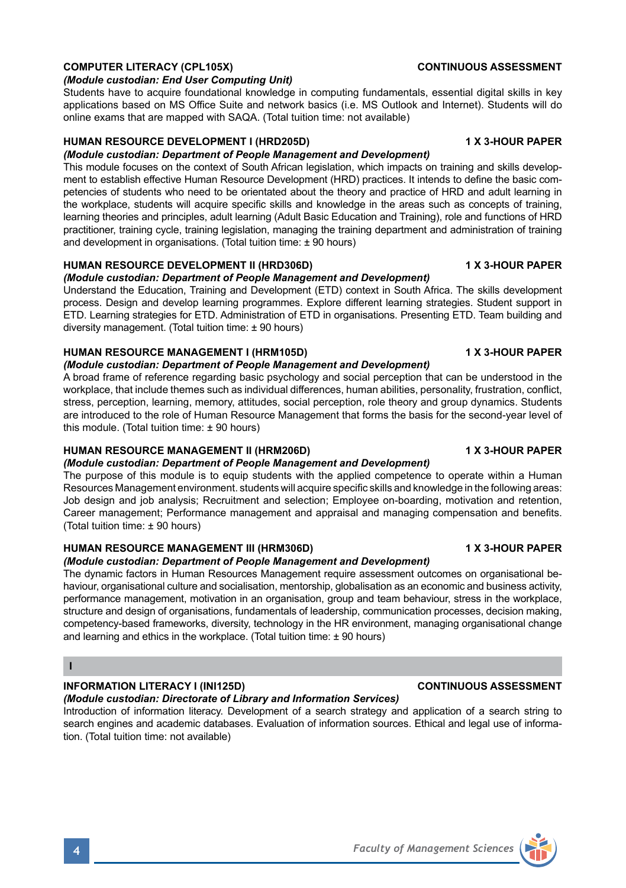**COMPUTER LITERACY (CPL105X)** **CONTINUOUS ASSESSMENT**

***(Module custodian: End User Computing Unit)***

Students have to acquire foundational knowledge in computing fundamentals, essential digital skills in key applications based on MS Office Suite and network basics (i.e. MS Outlook and Internet). Students will do online exams that are mapped with SAQA. (Total tuition time: not available)

**HUMAN RESOURCE DEVELOPMENT I (HRD205D)** **1 X 3-HOUR PAPER**

***(Module custodian: Department of People Management and Development)***

This module focuses on the context of South African legislation, which impacts on training and skills development to establish effective Human Resource Development (HRD) practices. It intends to define the basic competencies of students who need to be orientated about the theory and practice of HRD and adult learning in the workplace, students will acquire specific skills and knowledge in the areas such as concepts of training, learning theories and principles, adult learning (Adult Basic Education and Training), role and functions of HRD practitioner, training cycle, training legislation, managing the training department and administration of training and development in organisations. (Total tuition time: ± 90 hours)

**HUMAN RESOURCE DEVELOPMENT II (HRD306D)** **1 X 3-HOUR PAPER**

***(Module custodian: Department of People Management and Development)***

Understand the Education, Training and Development (ETD) context in South Africa. The skills development process. Design and develop learning programmes. Explore different learning strategies. Student support in ETD. Learning strategies for ETD. Administration of ETD in organisations. Presenting ETD. Team building and diversity management. (Total tuition time: ± 90 hours)

**HUMAN RESOURCE MANAGEMENT I (HRM105D)** **1 X 3-HOUR PAPER**

***(Module custodian: Department of People Management and Development)***

A broad frame of reference regarding basic psychology and social perception that can be understood in the workplace, that include themes such as individual differences, human abilities, personality, frustration, conflict, stress, perception, learning, memory, attitudes, social perception, role theory and group dynamics. Students are introduced to the role of Human Resource Management that forms the basis for the second-year level of this module. (Total tuition time: ± 90 hours)

**HUMAN RESOURCE MANAGEMENT II (HRM206D)** **1 X 3-HOUR PAPER**

***(Module custodian: Department of People Management and Development)***

The purpose of this module is to equip students with the applied competence to operate within a Human Resources Management environment. students will acquire specific skills and knowledge in the following areas: Job design and job analysis; Recruitment and selection; Employee on-boarding, motivation and retention, Career management; Performance management and appraisal and managing compensation and benefits. (Total tuition time: ± 90 hours)

**HUMAN RESOURCE MANAGEMENT III (HRM306D)** **1 X 3-HOUR PAPER**

***(Module custodian: Department of People Management and Development)***

The dynamic factors in Human Resources Management require assessment outcomes on organisational behaviour, organisational culture and socialisation, mentorship, globalisation as an economic and business activity, performance management, motivation in an organisation, group and team behaviour, stress in the workplace, structure and design of organisations, fundamentals of leadership, communication processes, decision making, competency-based frameworks, diversity, technology in the HR environment, managing organisational change and learning and ethics in the workplace. (Total tuition time: ± 90 hours)

## I

**INFORMATION LITERACY I (INI125D)** **CONTINUOUS ASSESSMENT**

***(Module custodian: Directorate of Library and Information Services)***

Introduction of information literacy. Development of a search strategy and application of a search string to search engines and academic databases. Evaluation of information sources. Ethical and legal use of information. (Total tuition time: not available)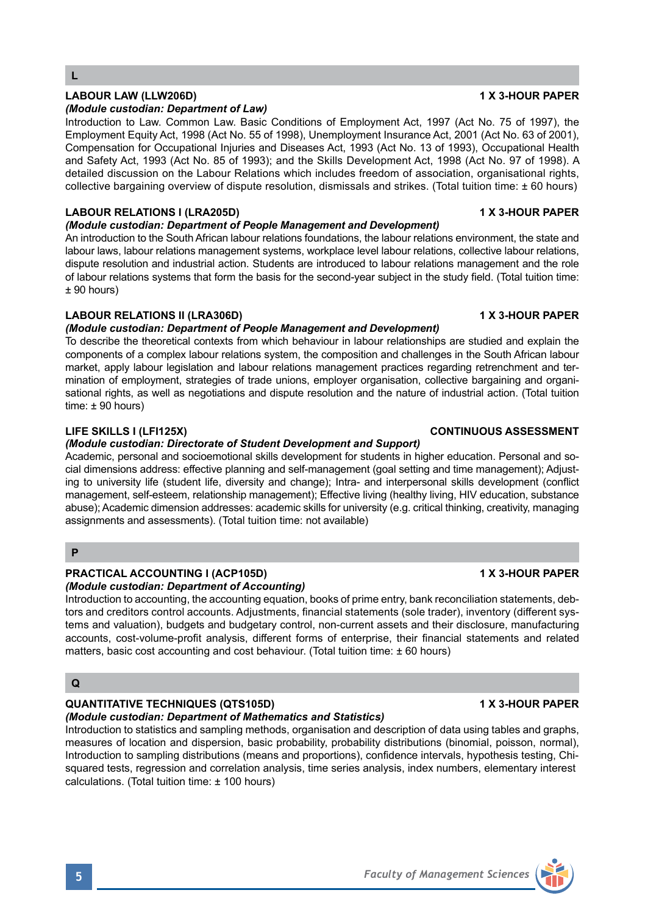## L

### LABOUR LAW (LLW206D) — 1 X 3-HOUR PAPER

***(Module custodian: Department of Law)***

Introduction to Law. Common Law. Basic Conditions of Employment Act, 1997 (Act No. 75 of 1997), the Employment Equity Act, 1998 (Act No. 55 of 1998), Unemployment Insurance Act, 2001 (Act No. 63 of 2001), Compensation for Occupational Injuries and Diseases Act, 1993 (Act No. 13 of 1993), Occupational Health and Safety Act, 1993 (Act No. 85 of 1993); and the Skills Development Act, 1998 (Act No. 97 of 1998). A detailed discussion on the Labour Relations which includes freedom of association, organisational rights, collective bargaining overview of dispute resolution, dismissals and strikes. (Total tuition time: ± 60 hours)

### LABOUR RELATIONS I (LRA205D) — 1 X 3-HOUR PAPER

***(Module custodian: Department of People Management and Development)***

An introduction to the South African labour relations foundations, the labour relations environment, the state and labour laws, labour relations management systems, workplace level labour relations, collective labour relations, dispute resolution and industrial action. Students are introduced to labour relations management and the role of labour relations systems that form the basis for the second-year subject in the study field. (Total tuition time: ± 90 hours)

### LABOUR RELATIONS II (LRA306D) — 1 X 3-HOUR PAPER

***(Module custodian: Department of People Management and Development)***

To describe the theoretical contexts from which behaviour in labour relationships are studied and explain the components of a complex labour relations system, the composition and challenges in the South African labour market, apply labour legislation and labour relations management practices regarding retrenchment and termination of employment, strategies of trade unions, employer organisation, collective bargaining and organisational rights, as well as negotiations and dispute resolution and the nature of industrial action. (Total tuition time: ± 90 hours)

### LIFE SKILLS I (LFI125X) — CONTINUOUS ASSESSMENT

***(Module custodian: Directorate of Student Development and Support)***

Academic, personal and socioemotional skills development for students in higher education. Personal and social dimensions address: effective planning and self-management (goal setting and time management); Adjusting to university life (student life, diversity and change); Intra- and interpersonal skills development (conflict management, self-esteem, relationship management); Effective living (healthy living, HIV education, substance abuse); Academic dimension addresses: academic skills for university (e.g. critical thinking, creativity, managing assignments and assessments). (Total tuition time: not available)

## P

### PRACTICAL ACCOUNTING I (ACP105D) — 1 X 3-HOUR PAPER

***(Module custodian: Department of Accounting)***

Introduction to accounting, the accounting equation, books of prime entry, bank reconciliation statements, debtors and creditors control accounts. Adjustments, financial statements (sole trader), inventory (different systems and valuation), budgets and budgetary control, non-current assets and their disclosure, manufacturing accounts, cost-volume-profit analysis, different forms of enterprise, their financial statements and related matters, basic cost accounting and cost behaviour. (Total tuition time: ± 60 hours)

## Q

### QUANTITATIVE TECHNIQUES (QTS105D) — 1 X 3-HOUR PAPER

***(Module custodian: Department of Mathematics and Statistics)***

Introduction to statistics and sampling methods, organisation and description of data using tables and graphs, measures of location and dispersion, basic probability, probability distributions (binomial, poisson, normal), Introduction to sampling distributions (means and proportions), confidence intervals, hypothesis testing, Chi-squared tests, regression and correlation analysis, time series analysis, index numbers, elementary interest calculations. (Total tuition time: ± 100 hours)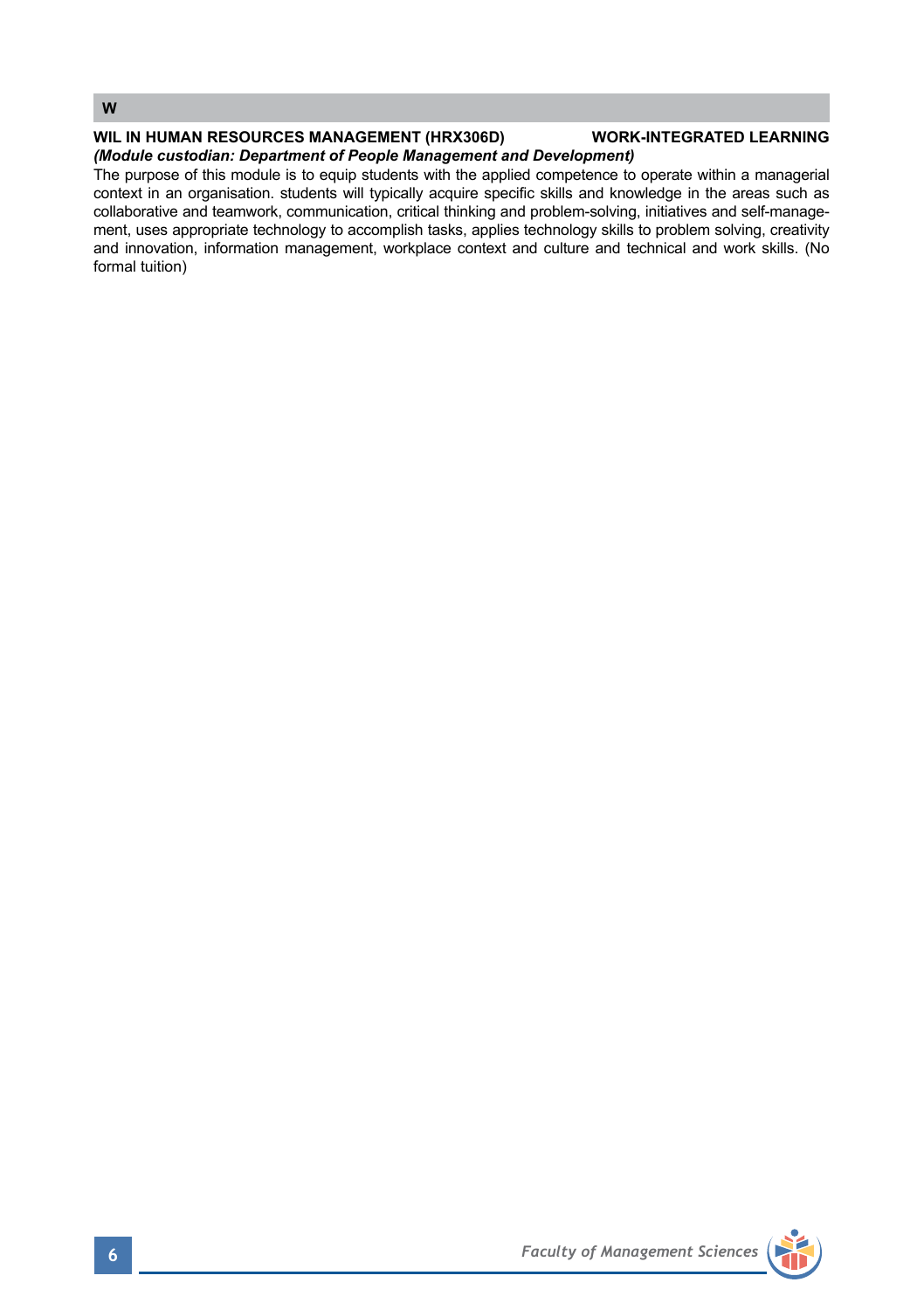## W

**WIL IN HUMAN RESOURCES MANAGEMENT (HRX306D) WORK-INTEGRATED LEARNING**
***(Module custodian: Department of People Management and Development)***

The purpose of this module is to equip students with the applied competence to operate within a managerial context in an organisation. students will typically acquire specific skills and knowledge in the areas such as collaborative and teamwork, communication, critical thinking and problem-solving, initiatives and self-management, uses appropriate technology to accomplish tasks, applies technology skills to problem solving, creativity and innovation, information management, workplace context and culture and technical and work skills. (No formal tuition)